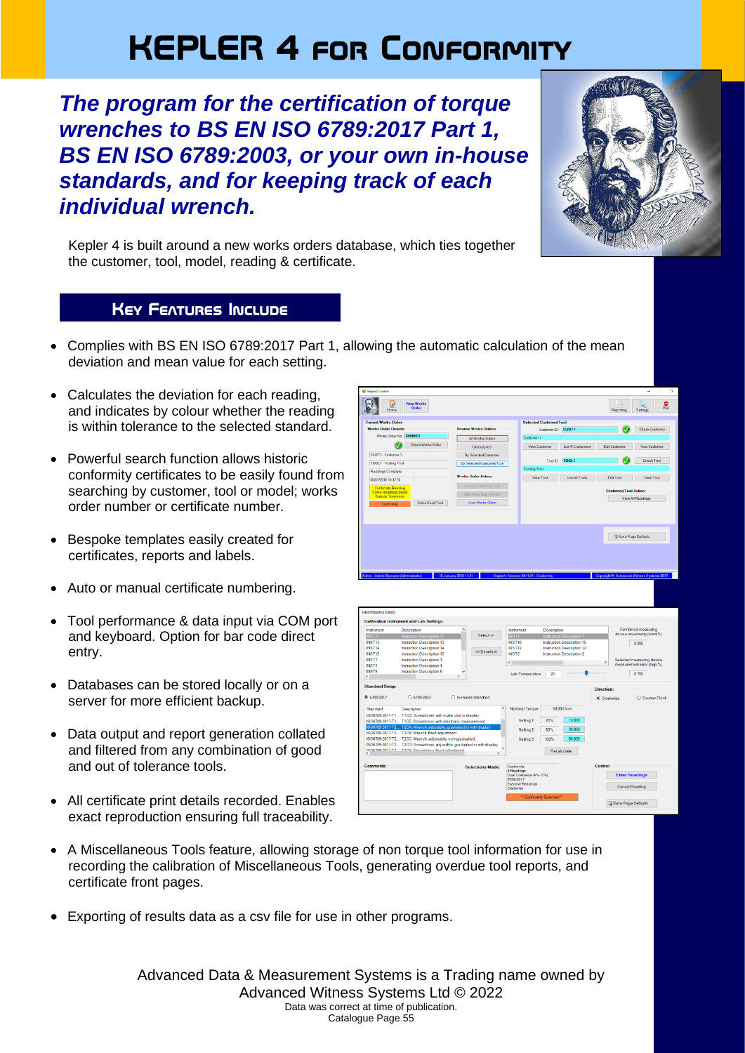# KEPLER 4 FOR CONFORMITY

***The program for the certification of torque wrenches to BS EN ISO 6789:2017 Part 1, BS EN ISO 6789:2003, or your own in-house standards, and for keeping track of each individual wrench.***

Kepler 4 is built around a new works orders database, which ties together the customer, tool, model, reading & certificate.

## KEY FEATURES INCLUDE

- Complies with BS EN ISO 6789:2017 Part 1, allowing the automatic calculation of the mean deviation and mean value for each setting.
- Calculates the deviation for each reading, and indicates by colour whether the reading is within tolerance to the selected standard.
- Powerful search function allows historic conformity certificates to be easily found from searching by customer, tool or model; works order number or certificate number.
- Bespoke templates easily created for certificates, reports and labels.
- Auto or manual certificate numbering.
- Tool performance & data input via COM port and keyboard. Option for bar code direct entry.
- Databases can be stored locally or on a server for more efficient backup.
- Data output and report generation collated and filtered from any combination of good and out of tolerance tools.
- All certificate print details recorded. Enables exact reproduction ensuring full traceability.
- A Miscellaneous Tools feature, allowing storage of non torque tool information for use in recording the calibration of Miscellaneous Tools, generating overdue tool reports, and certificate front pages.
- Exporting of results data as a csv file for use in other programs.

Advanced Data & Measurement Systems is a Trading name owned by Advanced Witness Systems Ltd © 2022

Data was correct at time of publication.

Catalogue Page 55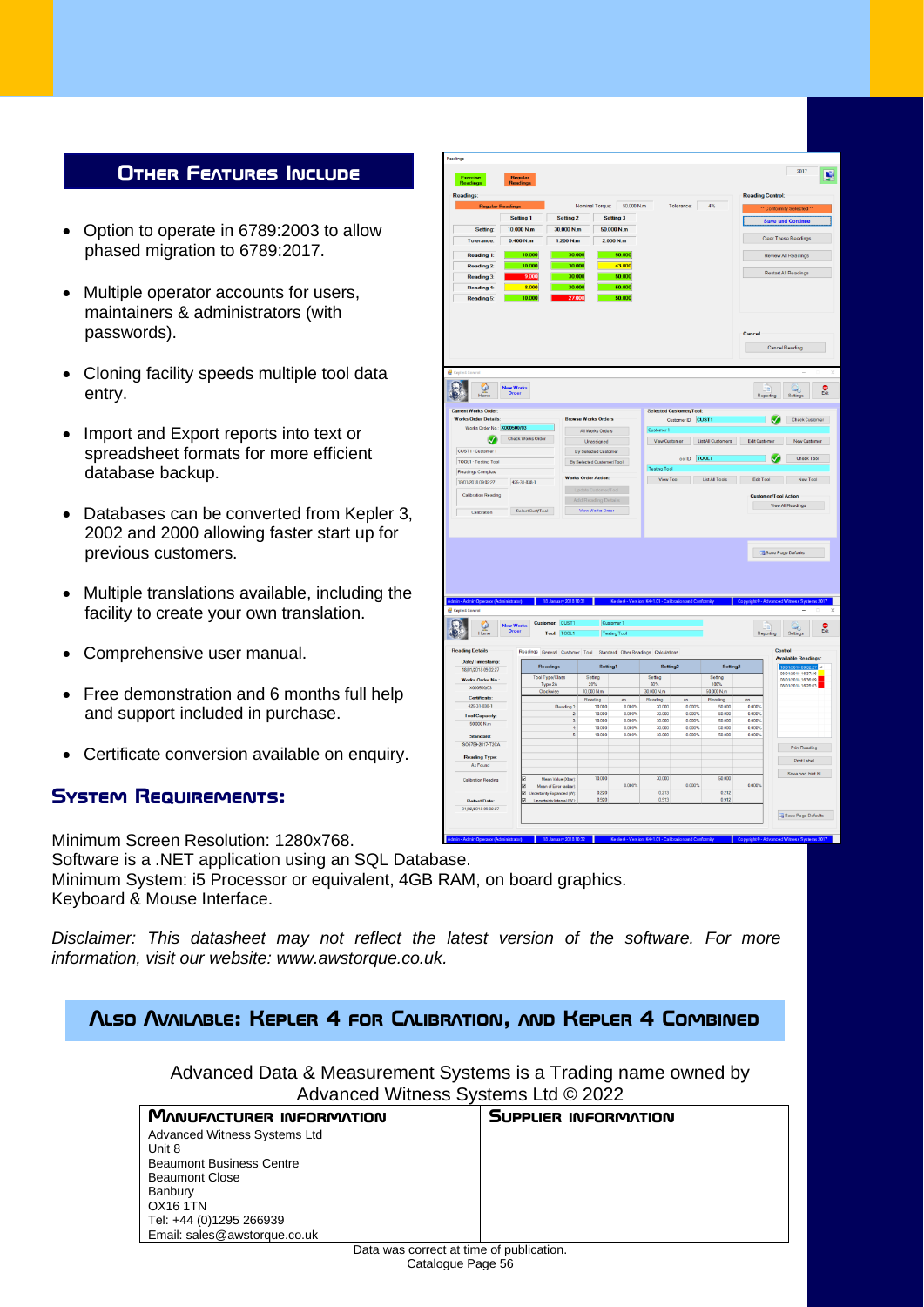## Other Features Include

- Option to operate in 6789:2003 to allow phased migration to 6789:2017.
- Multiple operator accounts for users, maintainers & administrators (with passwords).
- Cloning facility speeds multiple tool data entry.
- Import and Export reports into text or spreadsheet formats for more efficient database backup.
- Databases can be converted from Kepler 3, 2002 and 2000 allowing faster start up for previous customers.
- Multiple translations available, including the facility to create your own translation.
- Comprehensive user manual.
- Free demonstration and 6 months full help and support included in purchase.
- Certificate conversion available on enquiry.

## System Requirements:

Minimum Screen Resolution: 1280x768.
Software is a .NET application using an SQL Database.
Minimum System: i5 Processor or equivalent, 4GB RAM, on board graphics.
Keyboard & Mouse Interface.

*Disclaimer: This datasheet may not reflect the latest version of the software. For more information, visit our website: www.awstorque.co.uk.*

## Also Available: Kepler 4 for Calibration, and Kepler 4 Combined

Advanced Data & Measurement Systems is a Trading name owned by Advanced Witness Systems Ltd © 2022

| Manufacturer information | Supplier information |
|---|---|
| Advanced Witness Systems Ltd<br>Unit 8<br>Beaumont Business Centre<br>Beaumont Close<br>Banbury<br>OX16 1TN<br>Tel: +44 (0)1295 266939<br>Email: sales@awstorque.co.uk | |

Data was correct at time of publication.
Catalogue Page 56